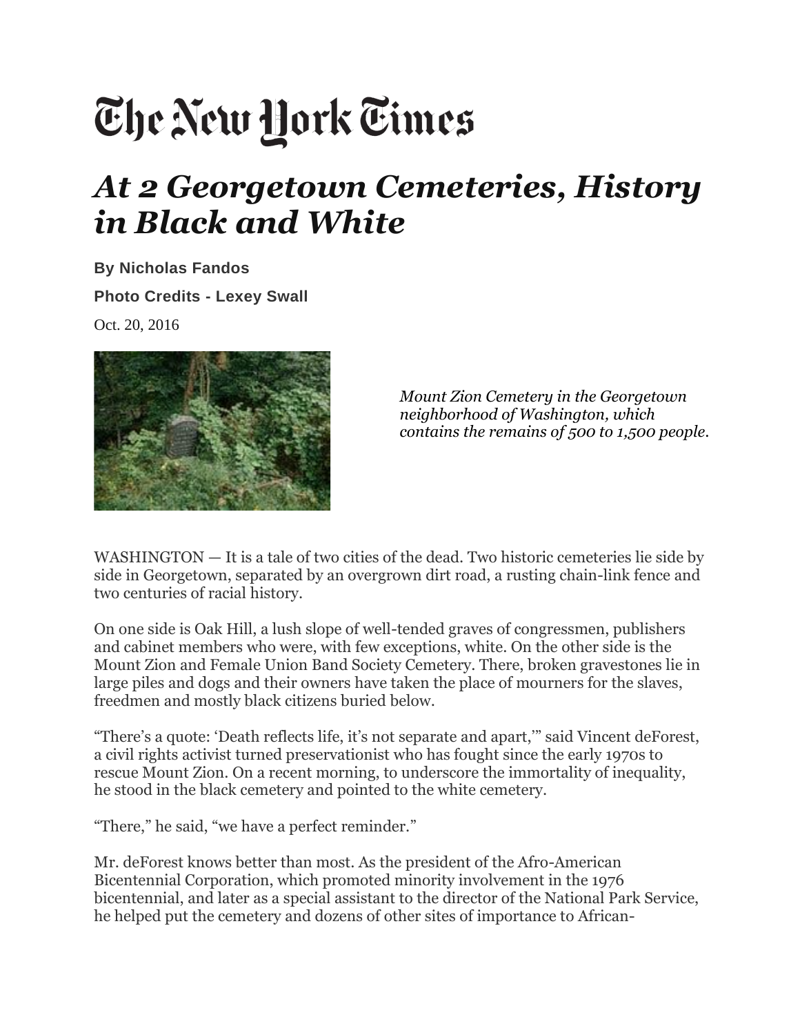# The New York Times

## *At 2 Georgetown Cemeteries, History in Black and White*

**By Nicholas Fandos**

**Photo Credits - Lexey Swall**

Oct. 20, 2016

*Mount Zion Cemetery in the Georgetown neighborhood of Washington, which contains the remains of 500 to 1,500 people.*

WASHINGTON — It is a tale of two cities of the dead. Two historic cemeteries lie side by side in Georgetown, separated by an overgrown dirt road, a rusting chain-link fence and two centuries of racial history.

On one side is Oak Hill, a lush slope of well-tended graves of congressmen, publishers and cabinet members who were, with few exceptions, white. On the other side is the Mount Zion and Female Union Band Society Cemetery. There, broken gravestones lie in large piles and dogs and their owners have taken the place of mourners for the slaves, freedmen and mostly black citizens buried below.

"There's a quote: 'Death reflects life, it's not separate and apart,'" said Vincent deForest, a civil rights activist turned preservationist who has fought since the early 1970s to rescue Mount Zion. On a recent morning, to underscore the immortality of inequality, he stood in the black cemetery and pointed to the white cemetery.

"There," he said, "we have a perfect reminder."

Mr. deForest knows better than most. As the president of the Afro-American Bicentennial Corporation, which promoted minority involvement in the 1976 bicentennial, and later as a special assistant to the director of the National Park Service, he helped put the cemetery and dozens of other sites of importance to African-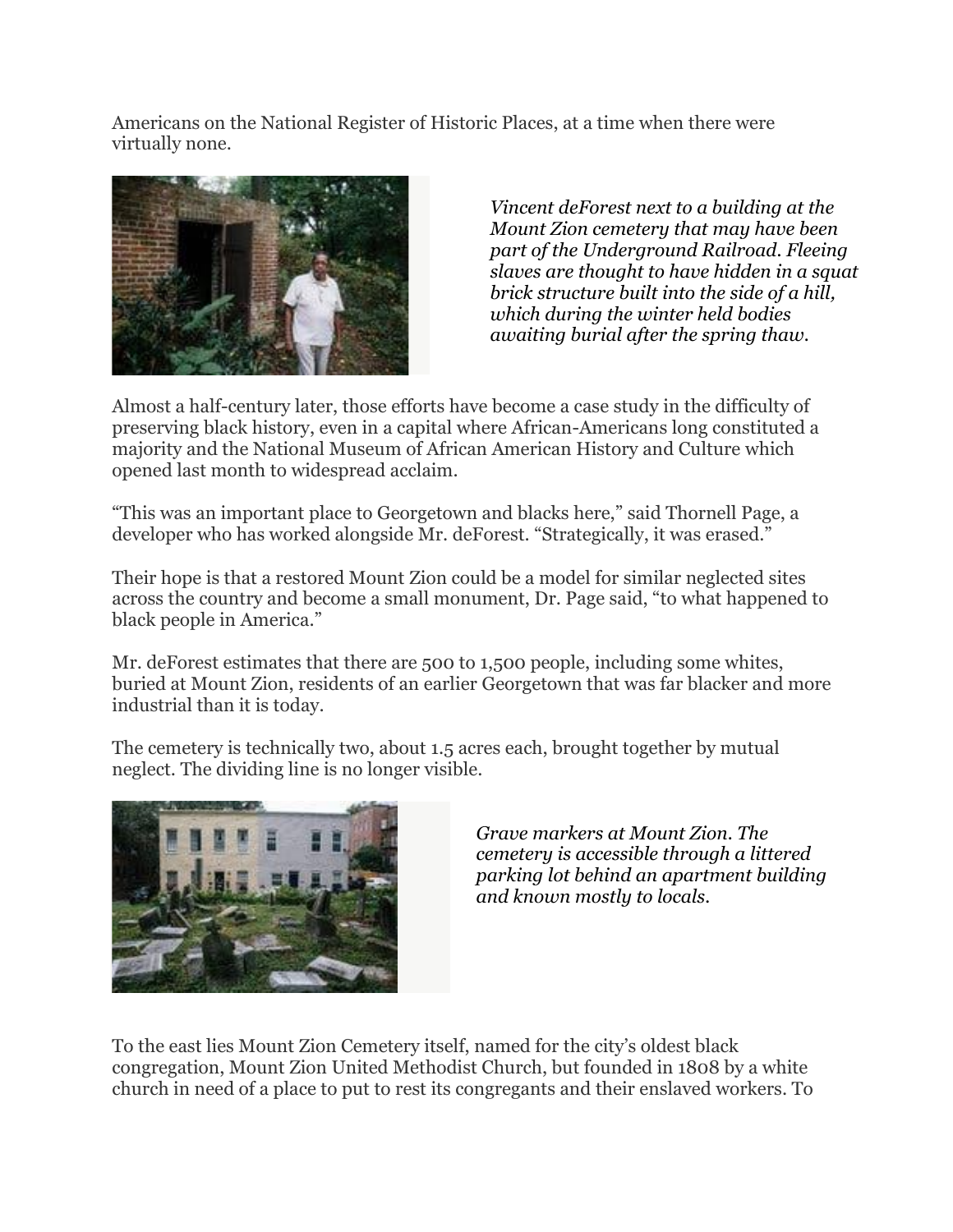Americans on the National Register of Historic Places, at a time when there were virtually none.

*Vincent deForest next to a building at the Mount Zion cemetery that may have been part of the Underground Railroad. Fleeing slaves are thought to have hidden in a squat brick structure built into the side of a hill, which during the winter held bodies awaiting burial after the spring thaw.*

Almost a half-century later, those efforts have become a case study in the difficulty of preserving black history, even in a capital where African-Americans long constituted a majority and the National Museum of African American History and Culture which opened last month to widespread acclaim.

“This was an important place to Georgetown and blacks here,” said Thornell Page, a developer who has worked alongside Mr. deForest. “Strategically, it was erased.”

Their hope is that a restored Mount Zion could be a model for similar neglected sites across the country and become a small monument, Dr. Page said, “to what happened to black people in America.”

Mr. deForest estimates that there are 500 to 1,500 people, including some whites, buried at Mount Zion, residents of an earlier Georgetown that was far blacker and more industrial than it is today.

The cemetery is technically two, about 1.5 acres each, brought together by mutual neglect. The dividing line is no longer visible.

*Grave markers at Mount Zion. The cemetery is accessible through a littered parking lot behind an apartment building and known mostly to locals.*

To the east lies Mount Zion Cemetery itself, named for the city’s oldest black congregation, Mount Zion United Methodist Church, but founded in 1808 by a white church in need of a place to put to rest its congregants and their enslaved workers. To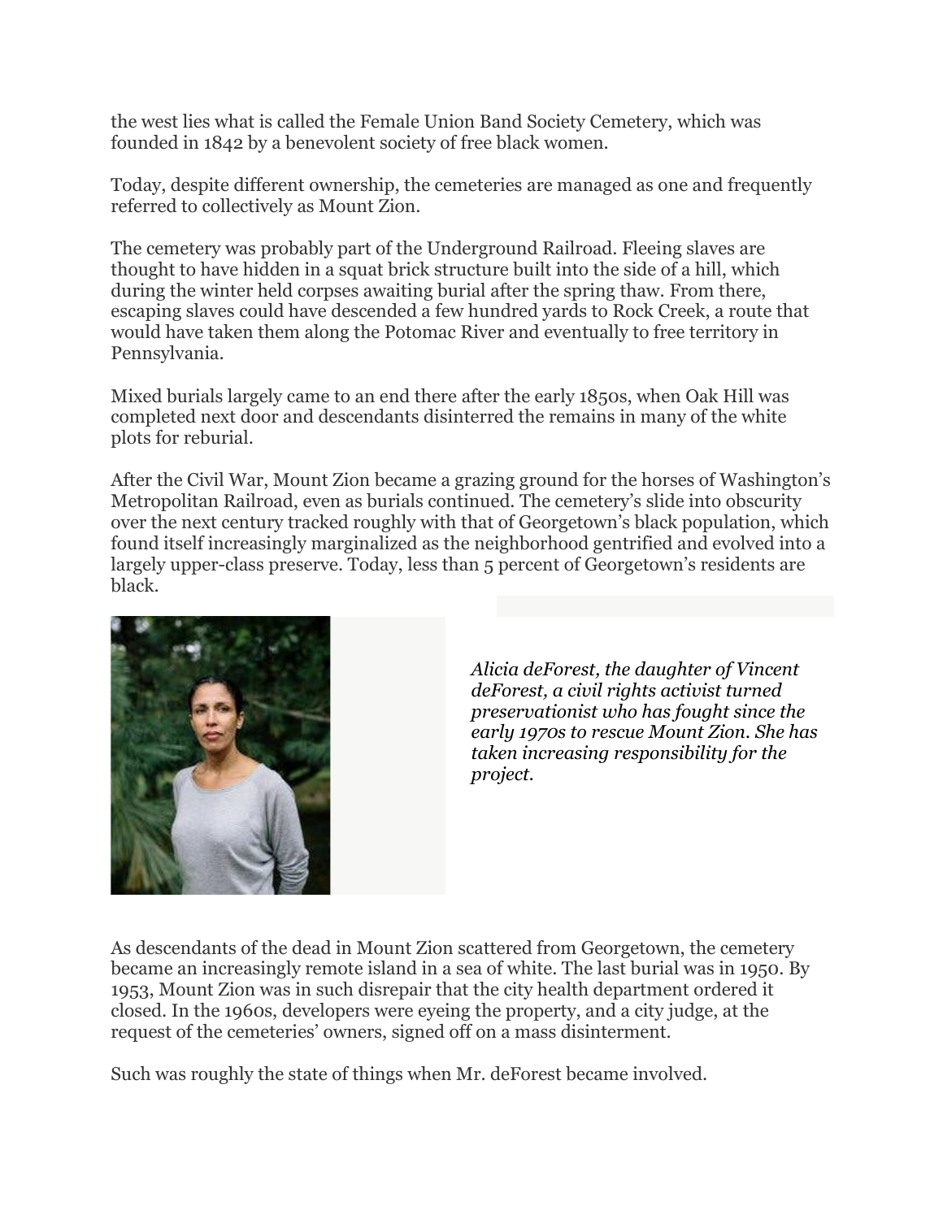the west lies what is called the Female Union Band Society Cemetery, which was founded in 1842 by a benevolent society of free black women.

Today, despite different ownership, the cemeteries are managed as one and frequently referred to collectively as Mount Zion.

The cemetery was probably part of the Underground Railroad. Fleeing slaves are thought to have hidden in a squat brick structure built into the side of a hill, which during the winter held corpses awaiting burial after the spring thaw. From there, escaping slaves could have descended a few hundred yards to Rock Creek, a route that would have taken them along the Potomac River and eventually to free territory in Pennsylvania.

Mixed burials largely came to an end there after the early 1850s, when Oak Hill was completed next door and descendants disinterred the remains in many of the white plots for reburial.

After the Civil War, Mount Zion became a grazing ground for the horses of Washington's Metropolitan Railroad, even as burials continued. The cemetery's slide into obscurity over the next century tracked roughly with that of Georgetown's black population, which found itself increasingly marginalized as the neighborhood gentrified and evolved into a largely upper-class preserve. Today, less than 5 percent of Georgetown's residents are black.

*Alicia deForest, the daughter of Vincent deForest, a civil rights activist turned preservationist who has fought since the early 1970s to rescue Mount Zion. She has taken increasing responsibility for the project.*

As descendants of the dead in Mount Zion scattered from Georgetown, the cemetery became an increasingly remote island in a sea of white. The last burial was in 1950. By 1953, Mount Zion was in such disrepair that the city health department ordered it closed. In the 1960s, developers were eyeing the property, and a city judge, at the request of the cemeteries' owners, signed off on a mass disinterment.

Such was roughly the state of things when Mr. deForest became involved.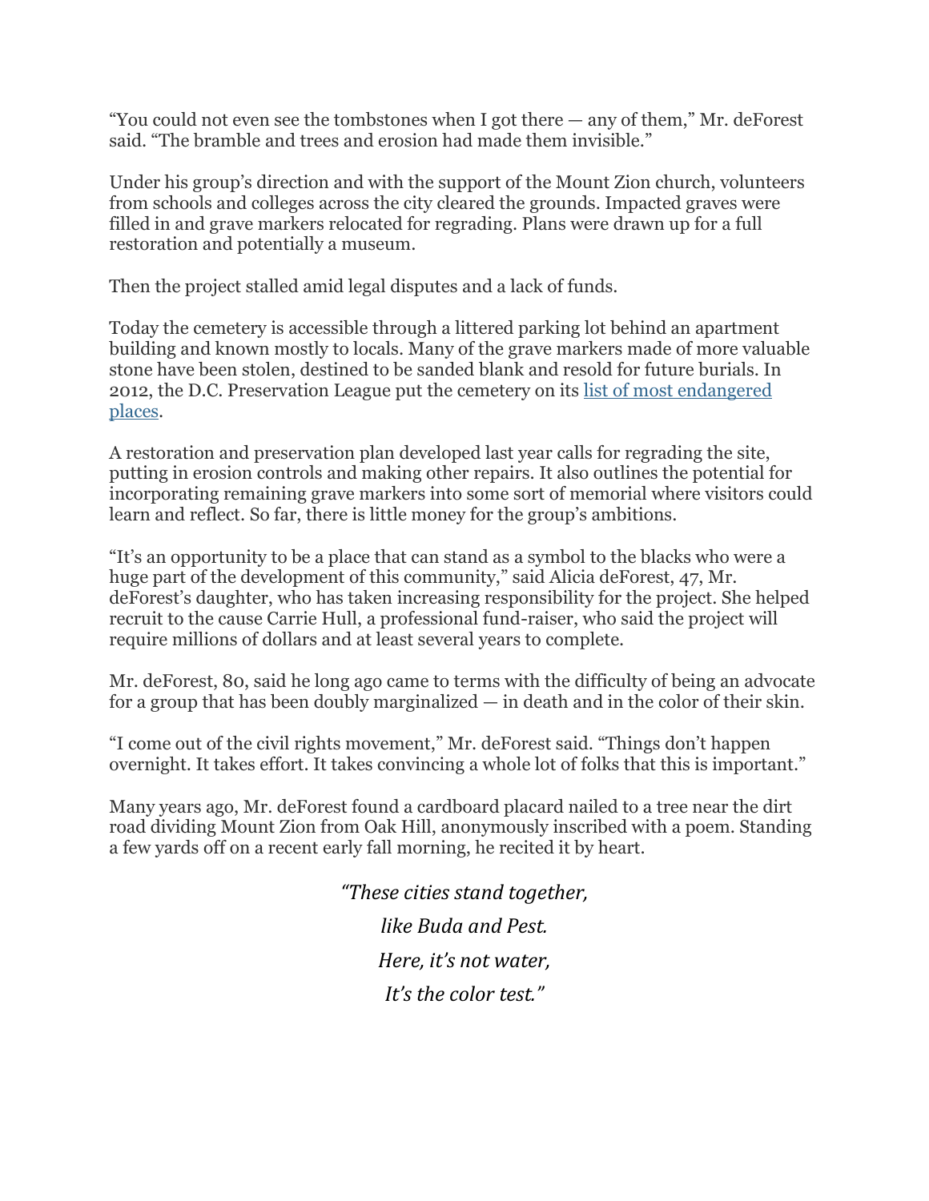"You could not even see the tombstones when I got there — any of them," Mr. deForest said. "The bramble and trees and erosion had made them invisible."

Under his group's direction and with the support of the Mount Zion church, volunteers from schools and colleges across the city cleared the grounds. Impacted graves were filled in and grave markers relocated for regrading. Plans were drawn up for a full restoration and potentially a museum.

Then the project stalled amid legal disputes and a lack of funds.

Today the cemetery is accessible through a littered parking lot behind an apartment building and known mostly to locals. Many of the grave markers made of more valuable stone have been stolen, destined to be sanded blank and resold for future burials. In 2012, the D.C. Preservation League put the cemetery on its list of most endangered places.

A restoration and preservation plan developed last year calls for regrading the site, putting in erosion controls and making other repairs. It also outlines the potential for incorporating remaining grave markers into some sort of memorial where visitors could learn and reflect. So far, there is little money for the group's ambitions.

"It's an opportunity to be a place that can stand as a symbol to the blacks who were a huge part of the development of this community," said Alicia deForest, 47, Mr. deForest's daughter, who has taken increasing responsibility for the project. She helped recruit to the cause Carrie Hull, a professional fund-raiser, who said the project will require millions of dollars and at least several years to complete.

Mr. deForest, 80, said he long ago came to terms with the difficulty of being an advocate for a group that has been doubly marginalized — in death and in the color of their skin.

"I come out of the civil rights movement," Mr. deForest said. "Things don't happen overnight. It takes effort. It takes convincing a whole lot of folks that this is important."

Many years ago, Mr. deForest found a cardboard placard nailed to a tree near the dirt road dividing Mount Zion from Oak Hill, anonymously inscribed with a poem. Standing a few yards off on a recent early fall morning, he recited it by heart.

*"These cities stand together,*

*like Buda and Pest.*

*Here, it's not water,*

*It's the color test."*